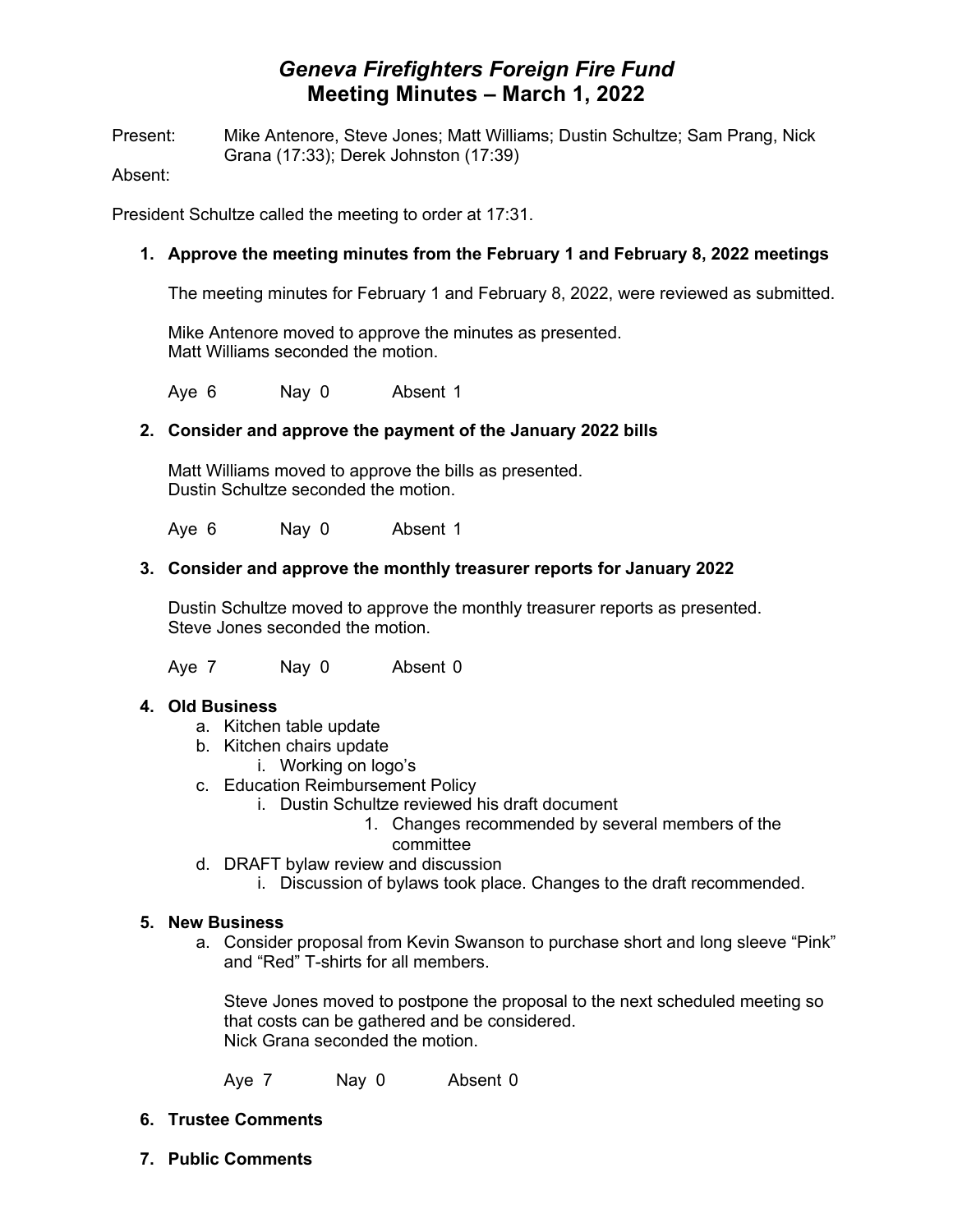# *Geneva Firefighters Foreign Fire Fund*
# Meeting Minutes – March 1, 2022

Present: Mike Antenore, Steve Jones; Matt Williams; Dustin Schultze; Sam Prang, Nick Grana (17:33); Derek Johnston (17:39)

Absent:

President Schultze called the meeting to order at 17:31.

1. **Approve the meeting minutes from the February 1 and February 8, 2022 meetings**

   The meeting minutes for February 1 and February 8, 2022, were reviewed as submitted.

   Mike Antenore moved to approve the minutes as presented.
   Matt Williams seconded the motion.

   Aye 6 Nay 0 Absent 1

2. **Consider and approve the payment of the January 2022 bills**

   Matt Williams moved to approve the bills as presented.
   Dustin Schultze seconded the motion.

   Aye 6 Nay 0 Absent 1

3. **Consider and approve the monthly treasurer reports for January 2022**

   Dustin Schultze moved to approve the monthly treasurer reports as presented.
   Steve Jones seconded the motion.

   Aye 7 Nay 0 Absent 0

4. **Old Business**
   a. Kitchen table update
   b. Kitchen chairs update
      i. Working on logo's
   c. Education Reimbursement Policy
      i. Dustin Schultze reviewed his draft document
         1. Changes recommended by several members of the committee
   d. DRAFT bylaw review and discussion
      i. Discussion of bylaws took place. Changes to the draft recommended.

5. **New Business**
   a. Consider proposal from Kevin Swanson to purchase short and long sleeve "Pink" and "Red" T-shirts for all members.

      Steve Jones moved to postpone the proposal to the next scheduled meeting so that costs can be gathered and be considered.
      Nick Grana seconded the motion.

      Aye 7 Nay 0 Absent 0

6. **Trustee Comments**

7. **Public Comments**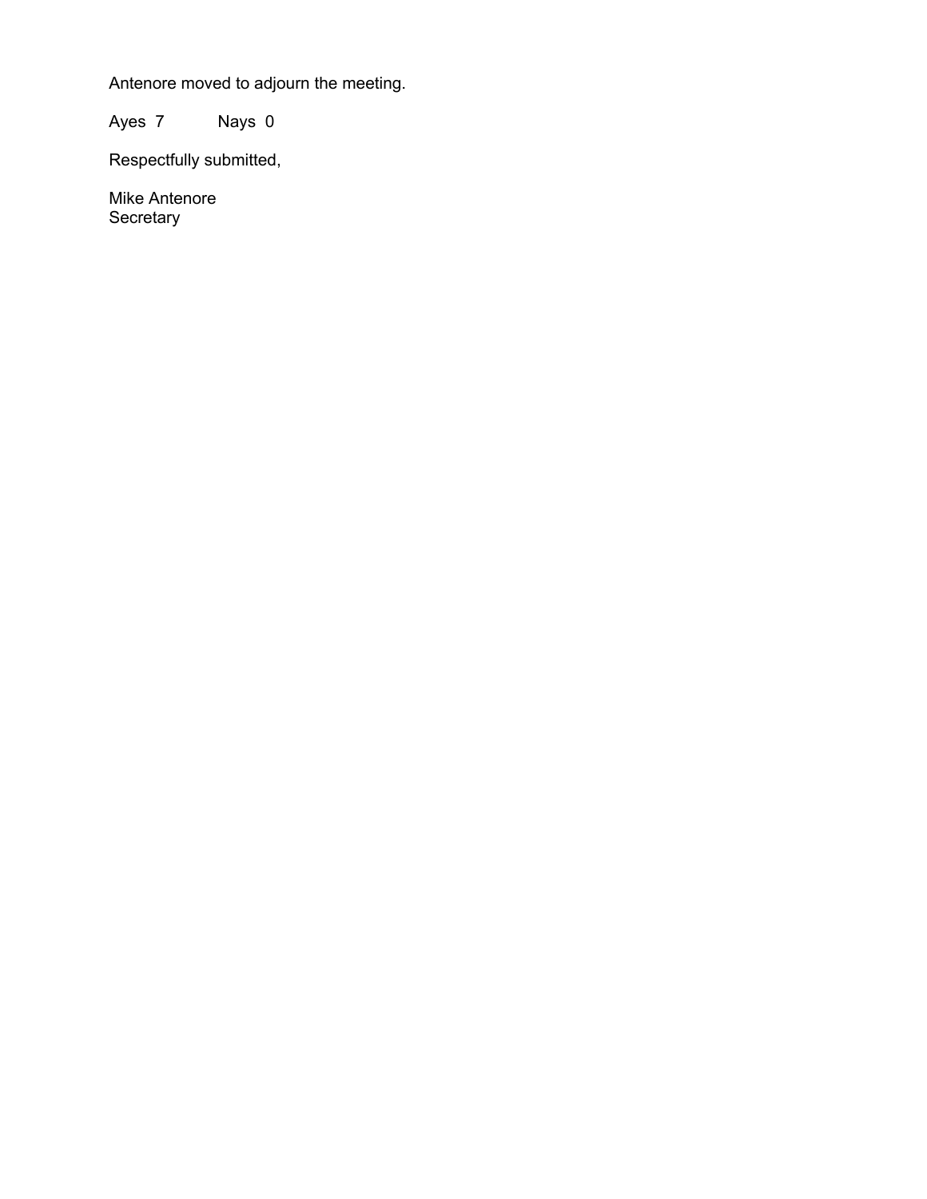Antenore moved to adjourn the meeting.

Ayes 7 Nays 0

Respectfully submitted,

Mike Antenore
Secretary